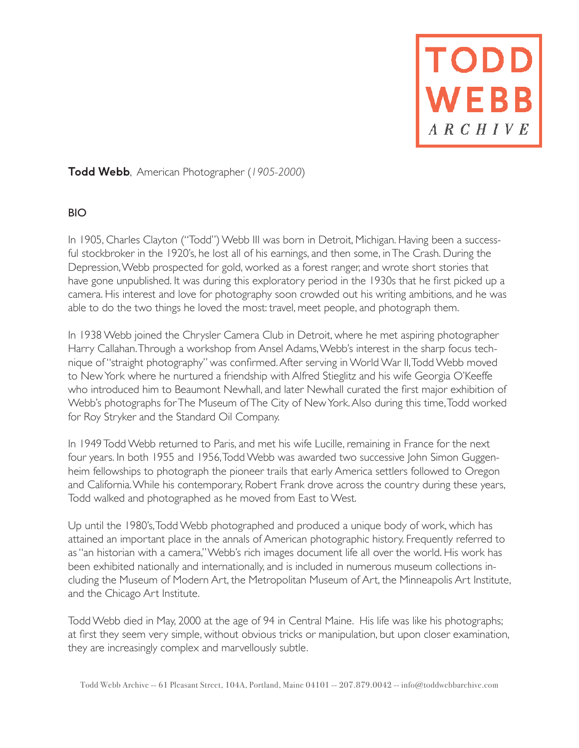TODD WEBB ARCHIVE

**Todd Webb**, American Photographer (*1905-2000*)

## BIO

In 1905, Charles Clayton ("Todd") Webb III was born in Detroit, Michigan. Having been a successful stockbroker in the 1920's, he lost all of his earnings, and then some, in The Crash. During the Depression, Webb prospected for gold, worked as a forest ranger, and wrote short stories that have gone unpublished. It was during this exploratory period in the 1930s that he first picked up a camera. His interest and love for photography soon crowded out his writing ambitions, and he was able to do the two things he loved the most: travel, meet people, and photograph them.

In 1938 Webb joined the Chrysler Camera Club in Detroit, where he met aspiring photographer Harry Callahan. Through a workshop from Ansel Adams, Webb's interest in the sharp focus technique of "straight photography" was confirmed. After serving in World War II, Todd Webb moved to New York where he nurtured a friendship with Alfred Stieglitz and his wife Georgia O'Keeffe who introduced him to Beaumont Newhall, and later Newhall curated the first major exhibition of Webb's photographs for The Museum of The City of New York. Also during this time, Todd worked for Roy Stryker and the Standard Oil Company.

In 1949 Todd Webb returned to Paris, and met his wife Lucille, remaining in France for the next four years. In both 1955 and 1956, Todd Webb was awarded two successive John Simon Guggenheim fellowships to photograph the pioneer trails that early America settlers followed to Oregon and California. While his contemporary, Robert Frank drove across the country during these years, Todd walked and photographed as he moved from East to West.

Up until the 1980's, Todd Webb photographed and produced a unique body of work, which has attained an important place in the annals of American photographic history. Frequently referred to as "an historian with a camera," Webb's rich images document life all over the world. His work has been exhibited nationally and internationally, and is included in numerous museum collections including the Museum of Modern Art, the Metropolitan Museum of Art, the Minneapolis Art Institute, and the Chicago Art Institute.

Todd Webb died in May, 2000 at the age of 94 in Central Maine. His life was like his photographs; at first they seem very simple, without obvious tricks or manipulation, but upon closer examination, they are increasingly complex and marvellously subtle.

Todd Webb Archive -- 61 Pleasant Street, 104A, Portland, Maine 04101 -- 207.879.0042 -- info@toddwebbarchive.com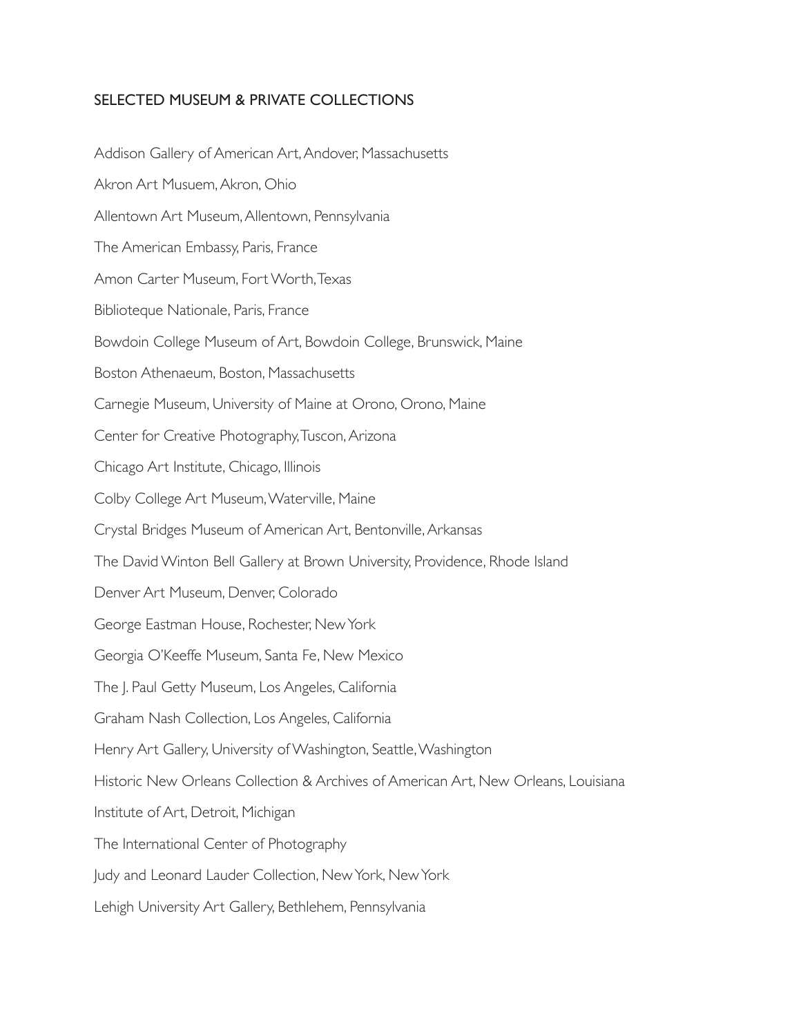## SELECTED MUSEUM & PRIVATE COLLECTIONS

Addison Gallery of American Art, Andover, Massachusetts

Akron Art Musuem, Akron, Ohio

Allentown Art Museum, Allentown, Pennsylvania

The American Embassy, Paris, France

Amon Carter Museum, Fort Worth, Texas

Biblioteque Nationale, Paris, France

Bowdoin College Museum of Art, Bowdoin College, Brunswick, Maine

Boston Athenaeum, Boston, Massachusetts

Carnegie Museum, University of Maine at Orono, Orono, Maine

Center for Creative Photography, Tuscon, Arizona

Chicago Art Institute, Chicago, Illinois

Colby College Art Museum, Waterville, Maine

Crystal Bridges Museum of American Art, Bentonville, Arkansas

The David Winton Bell Gallery at Brown University, Providence, Rhode Island

Denver Art Museum, Denver, Colorado

George Eastman House, Rochester, New York

Georgia O'Keeffe Museum, Santa Fe, New Mexico

The J. Paul Getty Museum, Los Angeles, California

Graham Nash Collection, Los Angeles, California

Henry Art Gallery, University of Washington, Seattle, Washington

Historic New Orleans Collection & Archives of American Art, New Orleans, Louisiana

Institute of Art, Detroit, Michigan

The International Center of Photography

Judy and Leonard Lauder Collection, New York, New York

Lehigh University Art Gallery, Bethlehem, Pennsylvania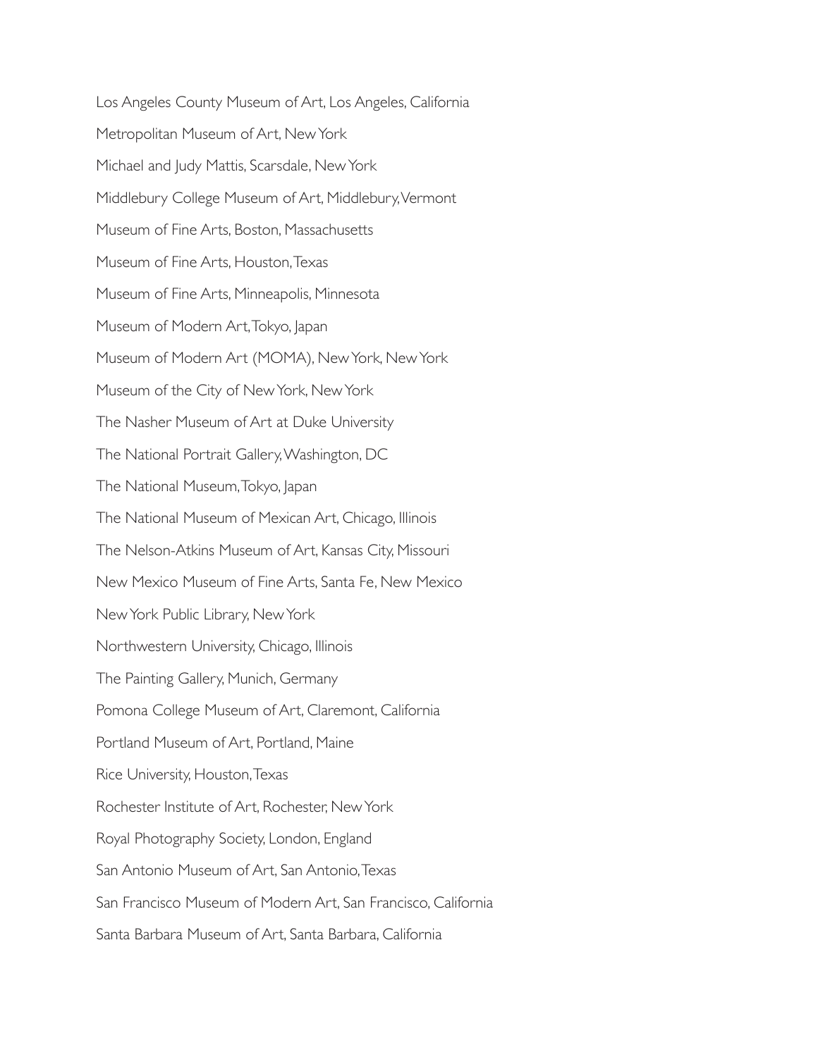Los Angeles County Museum of Art, Los Angeles, California

Metropolitan Museum of Art, New York

Michael and Judy Mattis, Scarsdale, New York

Middlebury College Museum of Art, Middlebury, Vermont

Museum of Fine Arts, Boston, Massachusetts

Museum of Fine Arts, Houston, Texas

Museum of Fine Arts, Minneapolis, Minnesota

Museum of Modern Art, Tokyo, Japan

Museum of Modern Art (MOMA), New York, New York

Museum of the City of New York, New York

The Nasher Museum of Art at Duke University

The National Portrait Gallery, Washington, DC

The National Museum, Tokyo, Japan

The National Museum of Mexican Art, Chicago, Illinois

The Nelson-Atkins Museum of Art, Kansas City, Missouri

New Mexico Museum of Fine Arts, Santa Fe, New Mexico

New York Public Library, New York

Northwestern University, Chicago, Illinois

The Painting Gallery, Munich, Germany

Pomona College Museum of Art, Claremont, California

Portland Museum of Art, Portland, Maine

Rice University, Houston, Texas

Rochester Institute of Art, Rochester, New York

Royal Photography Society, London, England

San Antonio Museum of Art, San Antonio, Texas

San Francisco Museum of Modern Art, San Francisco, California

Santa Barbara Museum of Art, Santa Barbara, California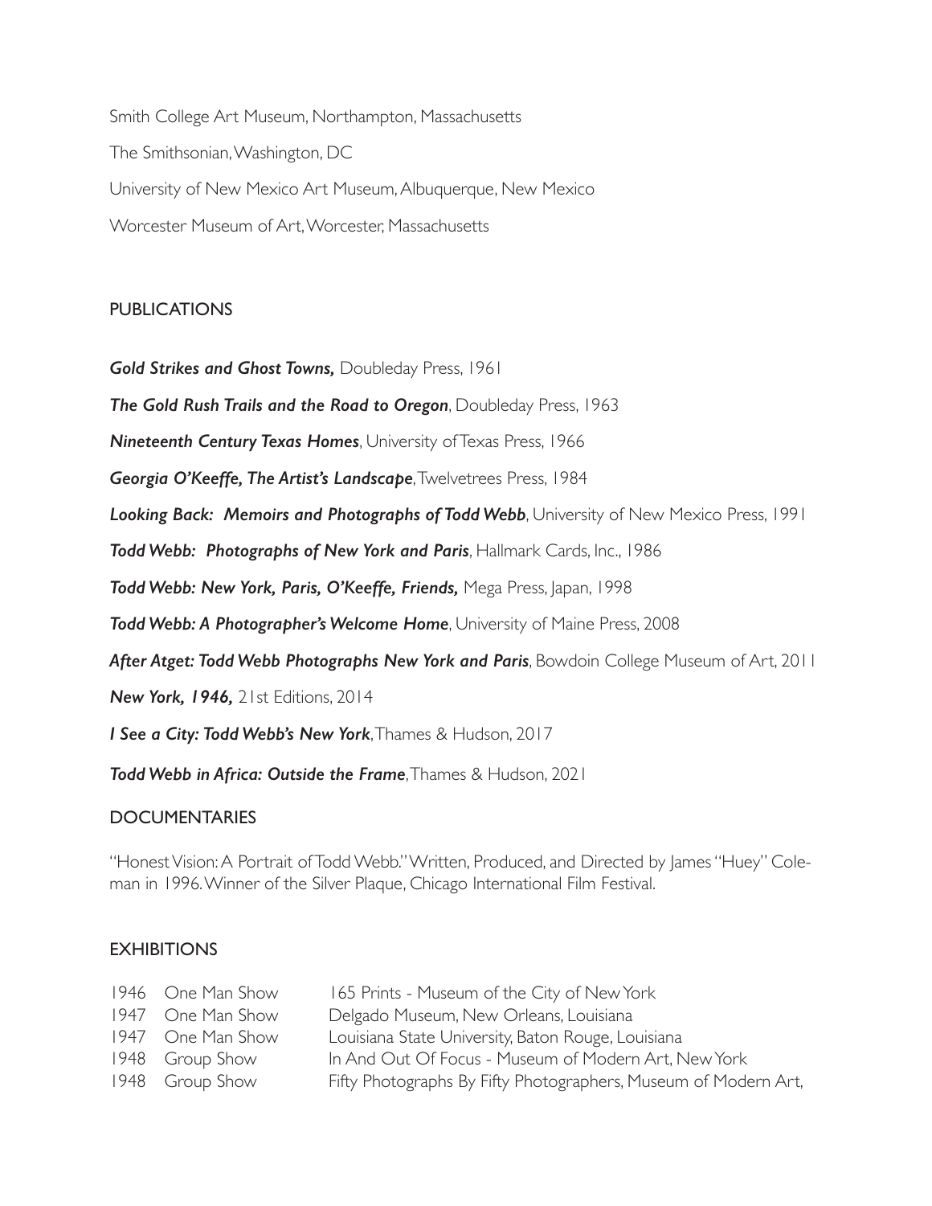Smith College Art Museum, Northampton, Massachusetts

The Smithsonian, Washington, DC

University of New Mexico Art Museum, Albuquerque, New Mexico

Worcester Museum of Art, Worcester, Massachusetts

## PUBLICATIONS

***Gold Strikes and Ghost Towns,*** Doubleday Press, 1961

***The Gold Rush Trails and the Road to Oregon***, Doubleday Press, 1963

***Nineteenth Century Texas Homes***, University of Texas Press, 1966

***Georgia O'Keeffe, The Artist's Landscape***, Twelvetrees Press, 1984

***Looking Back: Memoirs and Photographs of Todd Webb***, University of New Mexico Press, 1991

***Todd Webb: Photographs of New York and Paris***, Hallmark Cards, Inc., 1986

***Todd Webb: New York, Paris, O'Keeffe, Friends,*** Mega Press, Japan, 1998

***Todd Webb: A Photographer's Welcome Home***, University of Maine Press, 2008

***After Atget: Todd Webb Photographs New York and Paris***, Bowdoin College Museum of Art, 2011

***New York, 1946,*** 21st Editions, 2014

***I See a City: Todd Webb's New York***, Thames & Hudson, 2017

***Todd Webb in Africa: Outside the Frame***, Thames & Hudson, 2021

## DOCUMENTARIES

"Honest Vision: A Portrait of Todd Webb." Written, Produced, and Directed by James "Huey" Coleman in 1996. Winner of the Silver Plaque, Chicago International Film Festival.

## EXHIBITIONS

| | | |
|---|---|---|
| 1946 | One Man Show | 165 Prints - Museum of the City of New York |
| 1947 | One Man Show | Delgado Museum, New Orleans, Louisiana |
| 1947 | One Man Show | Louisiana State University, Baton Rouge, Louisiana |
| 1948 | Group Show | In And Out Of Focus - Museum of Modern Art, New York |
| 1948 | Group Show | Fifty Photographs By Fifty Photographers, Museum of Modern Art, |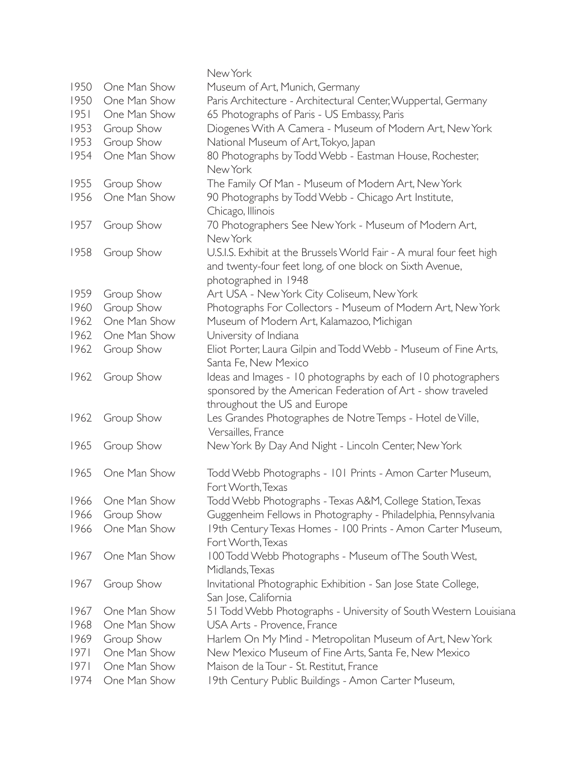New York

| | | |
|---|---|---|
| 1950 | One Man Show | Museum of Art, Munich, Germany |
| 1950 | One Man Show | Paris Architecture - Architectural Center, Wuppertal, Germany |
| 1951 | One Man Show | 65 Photographs of Paris - US Embassy, Paris |
| 1953 | Group Show | Diogenes With A Camera - Museum of Modern Art, New York |
| 1953 | Group Show | National Museum of Art, Tokyo, Japan |
| 1954 | One Man Show | 80 Photographs by Todd Webb - Eastman House, Rochester, New York |
| 1955 | Group Show | The Family Of Man - Museum of Modern Art, New York |
| 1956 | One Man Show | 90 Photographs by Todd Webb - Chicago Art Institute, Chicago, Illinois |
| 1957 | Group Show | 70 Photographers See New York - Museum of Modern Art, New York |
| 1958 | Group Show | U.S.I.S. Exhibit at the Brussels World Fair - A mural four feet high and twenty-four feet long, of one block on Sixth Avenue, photographed in 1948 |
| 1959 | Group Show | Art USA - New York City Coliseum, New York |
| 1960 | Group Show | Photographs For Collectors - Museum of Modern Art, New York |
| 1962 | One Man Show | Museum of Modern Art, Kalamazoo, Michigan |
| 1962 | One Man Show | University of Indiana |
| 1962 | Group Show | Eliot Porter, Laura Gilpin and Todd Webb - Museum of Fine Arts, Santa Fe, New Mexico |
| 1962 | Group Show | Ideas and Images - 10 photographs by each of 10 photographers sponsored by the American Federation of Art - show traveled throughout the US and Europe |
| 1962 | Group Show | Les Grandes Photographes de Notre Temps - Hotel de Ville, Versailles, France |
| 1965 | Group Show | New York By Day And Night - Lincoln Center, New York |
| 1965 | One Man Show | Todd Webb Photographs - 101 Prints - Amon Carter Museum, Fort Worth, Texas |
| 1966 | One Man Show | Todd Webb Photographs - Texas A&M, College Station, Texas |
| 1966 | Group Show | Guggenheim Fellows in Photography - Philadelphia, Pennsylvania |
| 1966 | One Man Show | 19th Century Texas Homes - 100 Prints - Amon Carter Museum, Fort Worth, Texas |
| 1967 | One Man Show | 100 Todd Webb Photographs - Museum of The South West, Midlands, Texas |
| 1967 | Group Show | Invitational Photographic Exhibition - San Jose State College, San Jose, California |
| 1967 | One Man Show | 51 Todd Webb Photographs - University of South Western Louisiana |
| 1968 | One Man Show | USA Arts - Provence, France |
| 1969 | Group Show | Harlem On My Mind - Metropolitan Museum of Art, New York |
| 1971 | One Man Show | New Mexico Museum of Fine Arts, Santa Fe, New Mexico |
| 1971 | One Man Show | Maison de la Tour - St. Restitut, France |
| 1974 | One Man Show | 19th Century Public Buildings - Amon Carter Museum, |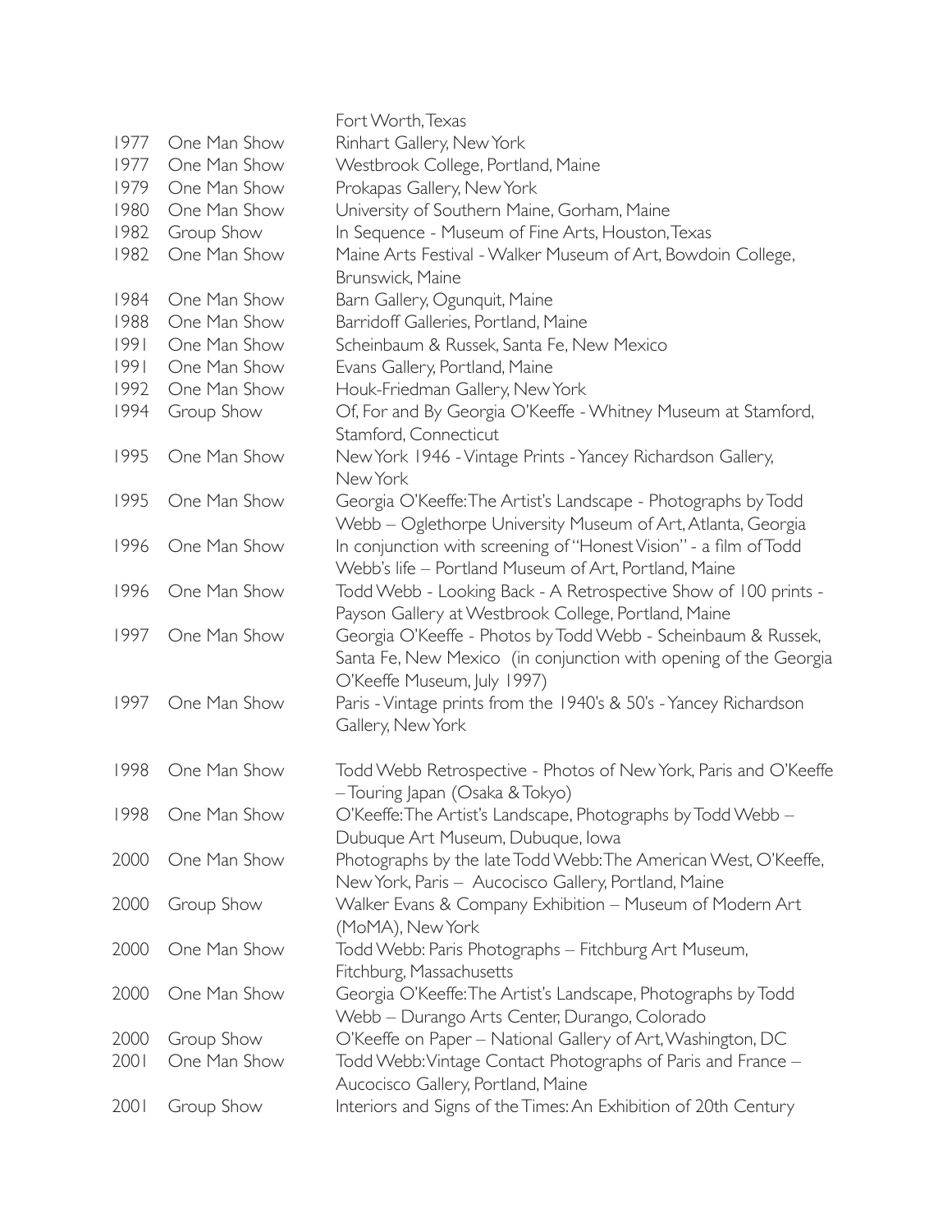|  |  | Fort Worth, Texas |
|---|---|---|
| 1977 | One Man Show | Rinhart Gallery, New York |
| 1977 | One Man Show | Westbrook College, Portland, Maine |
| 1979 | One Man Show | Prokapas Gallery, New York |
| 1980 | One Man Show | University of Southern Maine, Gorham, Maine |
| 1982 | Group Show | In Sequence - Museum of Fine Arts, Houston, Texas |
| 1982 | One Man Show | Maine Arts Festival - Walker Museum of Art, Bowdoin College, Brunswick, Maine |
| 1984 | One Man Show | Barn Gallery, Ogunquit, Maine |
| 1988 | One Man Show | Barridoff Galleries, Portland, Maine |
| 1991 | One Man Show | Scheinbaum & Russek, Santa Fe, New Mexico |
| 1991 | One Man Show | Evans Gallery, Portland, Maine |
| 1992 | One Man Show | Houk-Friedman Gallery, New York |
| 1994 | Group Show | Of, For and By Georgia O'Keeffe - Whitney Museum at Stamford, Stamford, Connecticut |
| 1995 | One Man Show | New York 1946 - Vintage Prints - Yancey Richardson Gallery, New York |
| 1995 | One Man Show | Georgia O'Keeffe: The Artist's Landscape - Photographs by Todd Webb – Oglethorpe University Museum of Art, Atlanta, Georgia |
| 1996 | One Man Show | In conjunction with screening of "Honest Vision" - a film of Todd Webb's life – Portland Museum of Art, Portland, Maine |
| 1996 | One Man Show | Todd Webb - Looking Back - A Retrospective Show of 100 prints - Payson Gallery at Westbrook College, Portland, Maine |
| 1997 | One Man Show | Georgia O'Keeffe - Photos by Todd Webb - Scheinbaum & Russek, Santa Fe, New Mexico (in conjunction with opening of the Georgia O'Keeffe Museum, July 1997) |
| 1997 | One Man Show | Paris - Vintage prints from the 1940's & 50's - Yancey Richardson Gallery, New York |
| 1998 | One Man Show | Todd Webb Retrospective - Photos of New York, Paris and O'Keeffe – Touring Japan (Osaka & Tokyo) |
| 1998 | One Man Show | O'Keeffe: The Artist's Landscape, Photographs by Todd Webb – Dubuque Art Museum, Dubuque, Iowa |
| 2000 | One Man Show | Photographs by the late Todd Webb: The American West, O'Keeffe, New York, Paris – Aucocisco Gallery, Portland, Maine |
| 2000 | Group Show | Walker Evans & Company Exhibition – Museum of Modern Art (MoMA), New York |
| 2000 | One Man Show | Todd Webb: Paris Photographs – Fitchburg Art Museum, Fitchburg, Massachusetts |
| 2000 | One Man Show | Georgia O'Keeffe: The Artist's Landscape, Photographs by Todd Webb – Durango Arts Center, Durango, Colorado |
| 2000 | Group Show | O'Keeffe on Paper – National Gallery of Art, Washington, DC |
| 2001 | One Man Show | Todd Webb: Vintage Contact Photographs of Paris and France – Aucocisco Gallery, Portland, Maine |
| 2001 | Group Show | Interiors and Signs of the Times: An Exhibition of 20th Century |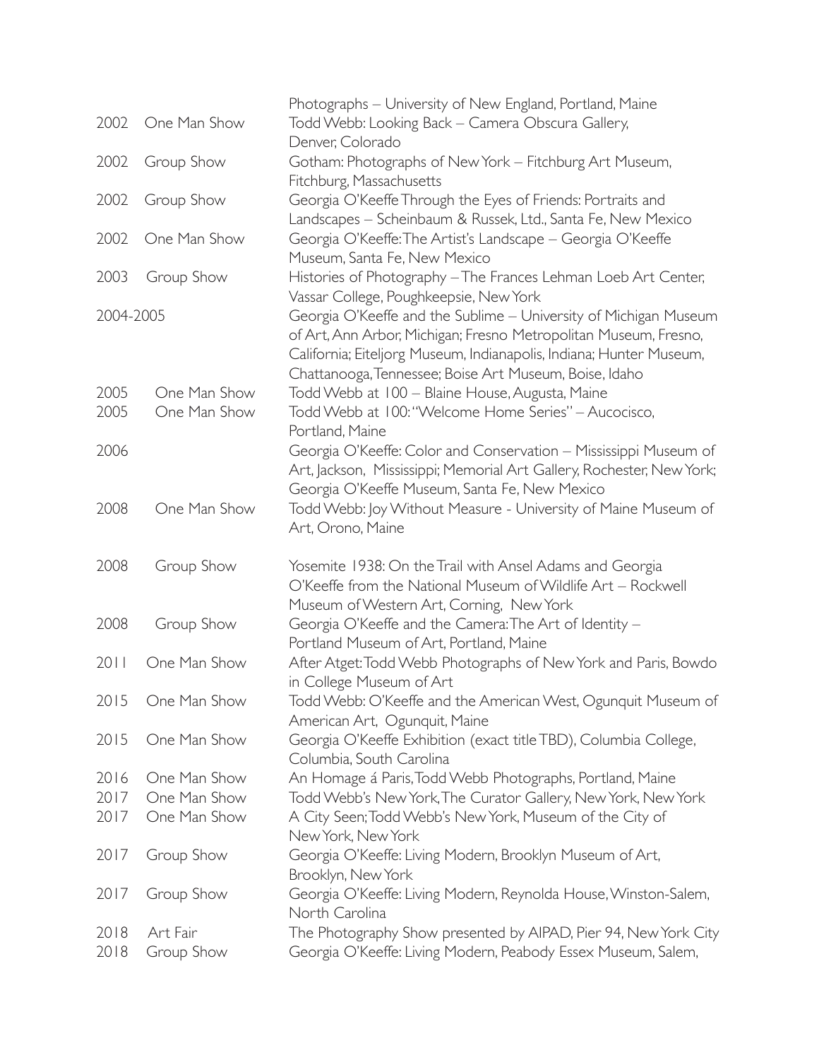| | | |
|---|---|---|
| | | Photographs – University of New England, Portland, Maine |
| 2002 | One Man Show | Todd Webb: Looking Back – Camera Obscura Gallery, Denver, Colorado |
| 2002 | Group Show | Gotham: Photographs of New York – Fitchburg Art Museum, Fitchburg, Massachusetts |
| 2002 | Group Show | Georgia O'Keeffe Through the Eyes of Friends: Portraits and Landscapes – Scheinbaum & Russek, Ltd., Santa Fe, New Mexico |
| 2002 | One Man Show | Georgia O'Keeffe: The Artist's Landscape – Georgia O'Keeffe Museum, Santa Fe, New Mexico |
| 2003 | Group Show | Histories of Photography – The Frances Lehman Loeb Art Center, Vassar College, Poughkeepsie, New York |
| 2004-2005 | | Georgia O'Keeffe and the Sublime – University of Michigan Museum of Art, Ann Arbor, Michigan; Fresno Metropolitan Museum, Fresno, California; Eiteljorg Museum, Indianapolis, Indiana; Hunter Museum, Chattanooga, Tennessee; Boise Art Museum, Boise, Idaho |
| 2005 | One Man Show | Todd Webb at 100 – Blaine House, Augusta, Maine |
| 2005 | One Man Show | Todd Webb at 100: "Welcome Home Series" – Aucocisco, Portland, Maine |
| 2006 | | Georgia O'Keeffe: Color and Conservation – Mississippi Museum of Art, Jackson, Mississippi; Memorial Art Gallery, Rochester, New York; Georgia O'Keeffe Museum, Santa Fe, New Mexico |
| 2008 | One Man Show | Todd Webb: Joy Without Measure - University of Maine Museum of Art, Orono, Maine |
| 2008 | Group Show | Yosemite 1938: On the Trail with Ansel Adams and Georgia O'Keeffe from the National Museum of Wildlife Art – Rockwell Museum of Western Art, Corning, New York |
| 2008 | Group Show | Georgia O'Keeffe and the Camera: The Art of Identity – Portland Museum of Art, Portland, Maine |
| 2011 | One Man Show | After Atget: Todd Webb Photographs of New York and Paris, Bowdoin College Museum of Art |
| 2015 | One Man Show | Todd Webb: O'Keeffe and the American West, Ogunquit Museum of American Art, Ogunquit, Maine |
| 2015 | One Man Show | Georgia O'Keeffe Exhibition (exact title TBD), Columbia College, Columbia, South Carolina |
| 2016 | One Man Show | An Homage á Paris, Todd Webb Photographs, Portland, Maine |
| 2017 | One Man Show | Todd Webb's New York, The Curator Gallery, New York, New York |
| 2017 | One Man Show | A City Seen; Todd Webb's New York, Museum of the City of New York, New York |
| 2017 | Group Show | Georgia O'Keeffe: Living Modern, Brooklyn Museum of Art, Brooklyn, New York |
| 2017 | Group Show | Georgia O'Keeffe: Living Modern, Reynolda House, Winston-Salem, North Carolina |
| 2018 | Art Fair | The Photography Show presented by AIPAD, Pier 94, New York City |
| 2018 | Group Show | Georgia O'Keeffe: Living Modern, Peabody Essex Museum, Salem, |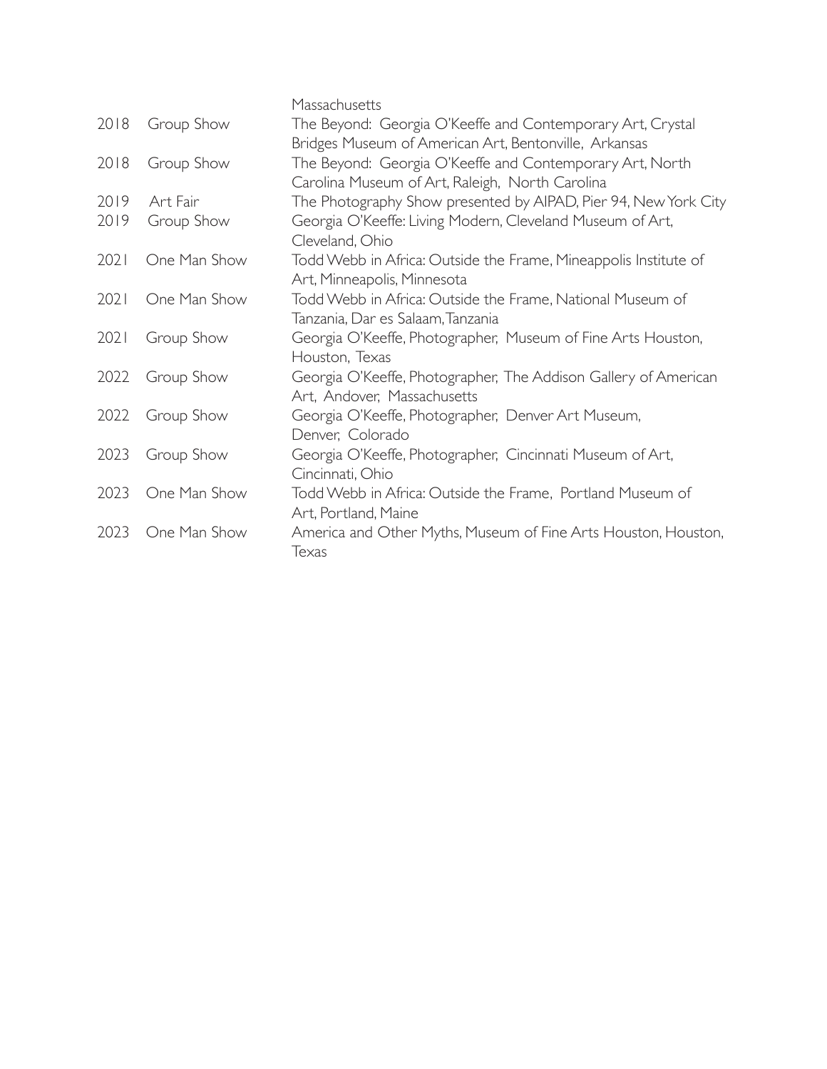| | | |
|---|---|---|
| | | Massachusetts |
| 2018 | Group Show | The Beyond: Georgia O'Keeffe and Contemporary Art, Crystal Bridges Museum of American Art, Bentonville, Arkansas |
| 2018 | Group Show | The Beyond: Georgia O'Keeffe and Contemporary Art, North Carolina Museum of Art, Raleigh, North Carolina |
| 2019 | Art Fair | The Photography Show presented by AIPAD, Pier 94, New York City |
| 2019 | Group Show | Georgia O'Keeffe: Living Modern, Cleveland Museum of Art, Cleveland, Ohio |
| 2021 | One Man Show | Todd Webb in Africa: Outside the Frame, Mineappolis Institute of Art, Minneapolis, Minnesota |
| 2021 | One Man Show | Todd Webb in Africa: Outside the Frame, National Museum of Tanzania, Dar es Salaam, Tanzania |
| 2021 | Group Show | Georgia O'Keeffe, Photographer, Museum of Fine Arts Houston, Houston, Texas |
| 2022 | Group Show | Georgia O'Keeffe, Photographer, The Addison Gallery of American Art, Andover, Massachusetts |
| 2022 | Group Show | Georgia O'Keeffe, Photographer, Denver Art Museum, Denver, Colorado |
| 2023 | Group Show | Georgia O'Keeffe, Photographer, Cincinnati Museum of Art, Cincinnati, Ohio |
| 2023 | One Man Show | Todd Webb in Africa: Outside the Frame, Portland Museum of Art, Portland, Maine |
| 2023 | One Man Show | America and Other Myths, Museum of Fine Arts Houston, Houston, Texas |